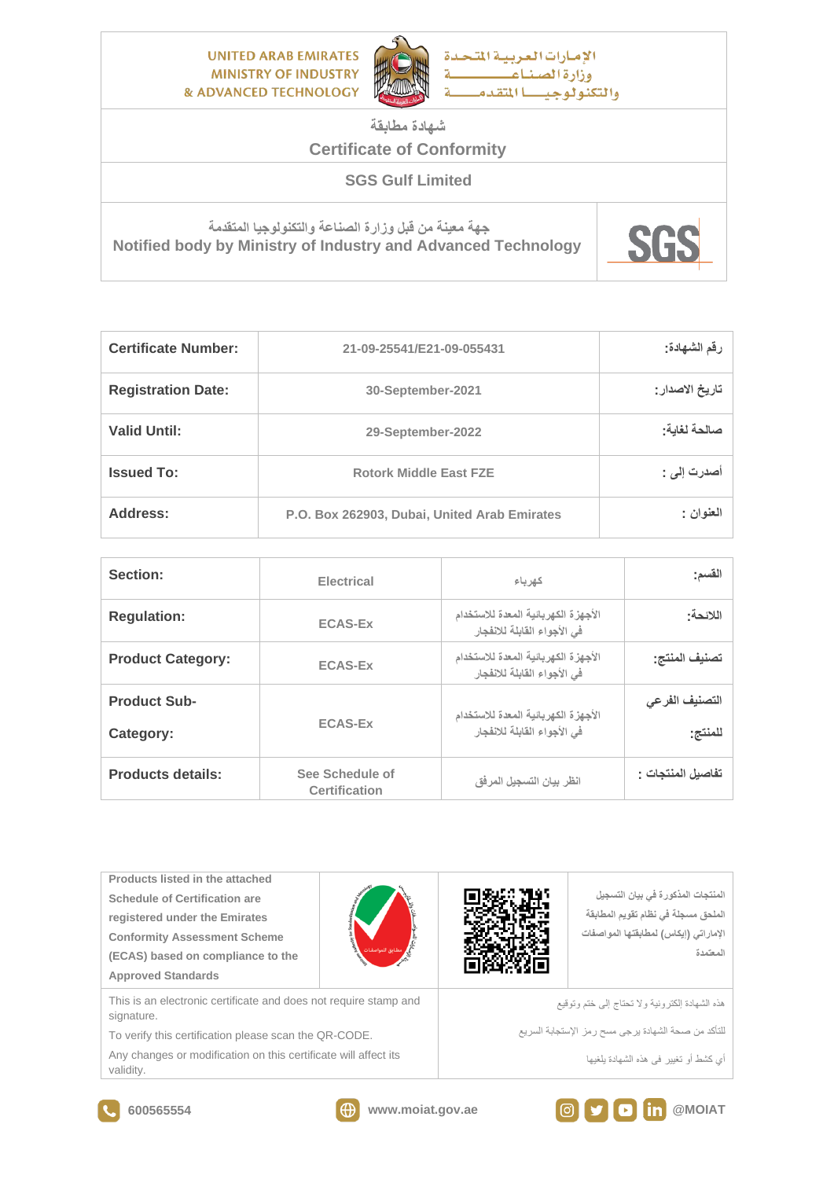UNITED ARAB EMIRATES
MINISTRY OF INDUSTRY
& ADVANCED TECHNOLOGY

الإمارات العربية المتحدة
وزارة الصناعة
والتكنولوجيا المتقدمة

# شهادة مطابقة
# Certificate of Conformity

## SGS Gulf Limited

جهة معينة من قبل وزارة الصناعة والتكنولوجيا المتقدمة
Notified body by Ministry of Industry and Advanced Technology

SGS

| | | |
|---|---|---|
| **Certificate Number:** | 21-09-25541/E21-09-055431 | رقم الشهادة: |
| **Registration Date:** | 30-September-2021 | تاريخ الاصدار: |
| **Valid Until:** | 29-September-2022 | صالحة لغاية: |
| **Issued To:** | Rotork Middle East FZE | أصدرت إلى : |
| **Address:** | P.O. Box 262903, Dubai, United Arab Emirates | العنوان : |

| | | | |
|---|---|---|---|
| **Section:** | Electrical | كهرباء | القسم: |
| **Regulation:** | ECAS-Ex | الأجهزة الكهربائية المعدة للاستخدام في الأجواء القابلة للانفجار | اللائحة: |
| **Product Category:** | ECAS-Ex | الأجهزة الكهربائية المعدة للاستخدام في الأجواء القابلة للانفجار | تصنيف المنتج: |
| **Product Sub-Category:** | ECAS-Ex | الأجهزة الكهربائية المعدة للاستخدام في الأجواء القابلة للانفجار | التصنيف الفرعي للمنتج: |
| **Products details:** | See Schedule of Certification | انظر بيان التسجيل المرفق | تفاصيل المنتجات : |

Products listed in the attached Schedule of Certification are registered under the Emirates Conformity Assessment Scheme (ECAS) based on compliance to the Approved Standards

المنتجات المذكورة في بيان التسجيل الملحق مسجلة في نظام تقويم المطابقة الإماراتي (إيكاس) لمطابقتها المواصفات المعتمدة

This is an electronic certificate and does not require stamp and signature.

To verify this certification please scan the QR-CODE.

Any changes or modification on this certificate will affect its validity.

هذه الشهادة إلكترونية ولا تحتاج إلى ختم وتوقيع

للتأكد من صحة الشهادة يرجى مسح رمز الإستجابة السريع

أي كشط أو تغيير في هذه الشهادة يلغيها

600565554 | www.moiat.gov.ae | @MOIAT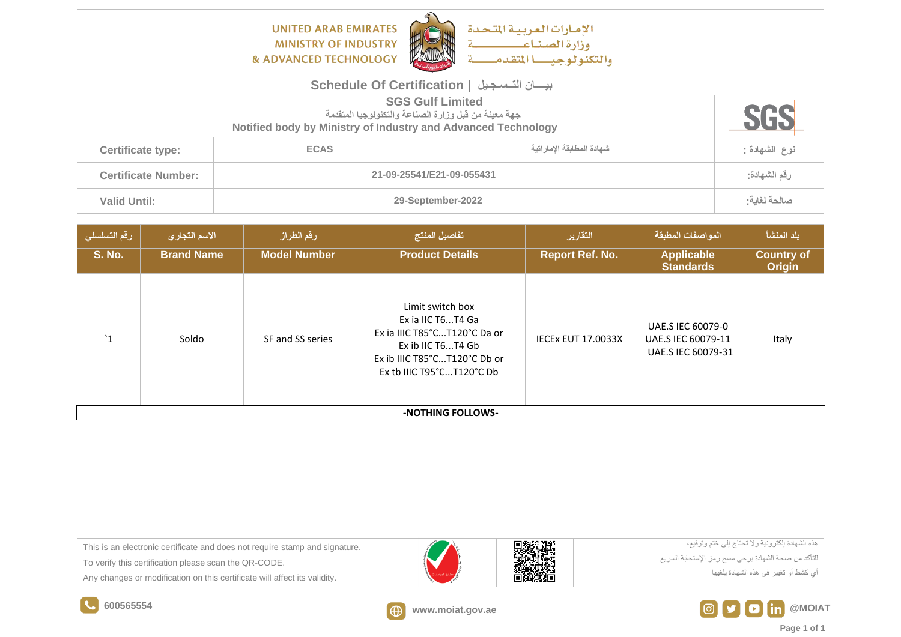UNITED ARAB EMIRATES
MINISTRY OF INDUSTRY
& ADVANCED TECHNOLOGY

الإمارات العربية المتحدة
وزارة الصناعة
والتكنولوجيا المتقدمة

## Schedule Of Certification | بيـــان التـسـجيل

| | | | |
|---|---|---|---|
| SGS Gulf Limited<br>جهة معينة من قبل وزارة الصناعة والتكنولوجيا المتقدمة<br>Notified body by Ministry of Industry and Advanced Technology | | | SGS |
| Certificate type: | ECAS | شهادة المطابقة الاماراتية | نوع الشهادة : |
| Certificate Number: | 21-09-25541/E21-09-055431 | | رقم الشهادة: |
| Valid Until: | 29-September-2022 | | صالحة لغاية: |

| رقم التسلسلي<br>S. No. | الاسم التجاري<br>Brand Name | رقم الطراز<br>Model Number | تفاصيل المنتج<br>Product Details | التقارير<br>Report Ref. No. | المواصفات المطبقة<br>Applicable Standards | بلد المنشأ<br>Country of Origin |
|---|---|---|---|---|---|---|
| `1 | Soldo | SF and SS series | Limit switch box<br>Ex ia IIC T6...T4 Ga<br>Ex ia IIIC T85°C...T120°C Da or<br>Ex ib IIC T6...T4 Gb<br>Ex ib IIIC T85°C...T120°C Db or<br>Ex tb IIIC T95°C...T120°C Db | IECEx EUT 17.0033X | UAE.S IEC 60079-0<br>UAE.S IEC 60079-11<br>UAE.S IEC 60079-31 | Italy |

**-NOTHING FOLLOWS-**

This is an electronic certificate and does not require stamp and signature.
To verify this certification please scan the QR-CODE.
Any changes or modification on this certificate will affect its validity.

هذه الشهادة إلكترونية ولا تحتاج إلى ختم وتوقيع،
للتأكد من صحة الشهادة يرجى مسح رمز الإستجابة السريع
أي كشط أو تغيير في هذه الشهادة يلغيها

600565554
www.moiat.gov.ae
@MOIAT